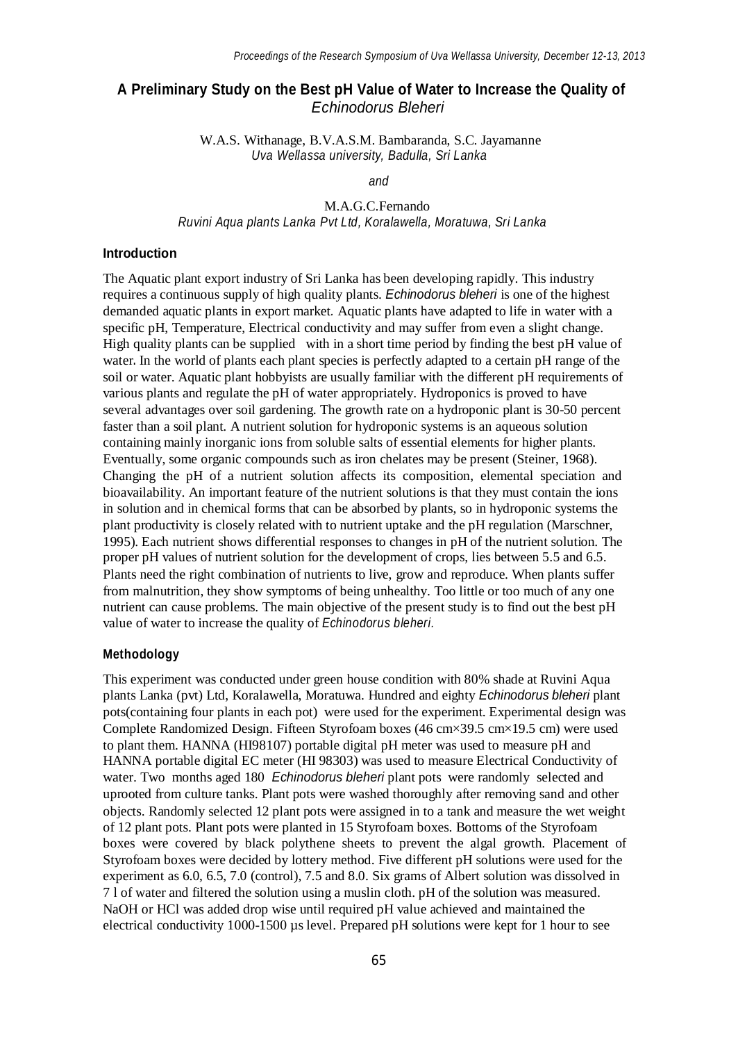# A Preliminary Study on the Best pH Value of Water to Increase the Quality of *Echinodorus Bleheri*

W.A.S. Withanage, B.V.A.S.M. Bambaranda, S.C. Jayamanne
*Uva Wellassa university, Badulla, Sri Lanka*

*and*

M.A.G.C.Fernando
*Ruvini Aqua plants Lanka Pvt Ltd, Koralawella, Moratuwa, Sri Lanka*

## Introduction

The Aquatic plant export industry of Sri Lanka has been developing rapidly. This industry requires a continuous supply of high quality plants. *Echinodorus bleheri* is one of the highest demanded aquatic plants in export market. Aquatic plants have adapted to life in water with a specific pH, Temperature, Electrical conductivity and may suffer from even a slight change. High quality plants can be supplied with in a short time period by finding the best pH value of water. In the world of plants each plant species is perfectly adapted to a certain pH range of the soil or water. Aquatic plant hobbyists are usually familiar with the different pH requirements of various plants and regulate the pH of water appropriately. Hydroponics is proved to have several advantages over soil gardening. The growth rate on a hydroponic plant is 30-50 percent faster than a soil plant. A nutrient solution for hydroponic systems is an aqueous solution containing mainly inorganic ions from soluble salts of essential elements for higher plants. Eventually, some organic compounds such as iron chelates may be present (Steiner, 1968). Changing the pH of a nutrient solution affects its composition, elemental speciation and bioavailability. An important feature of the nutrient solutions is that they must contain the ions in solution and in chemical forms that can be absorbed by plants, so in hydroponic systems the plant productivity is closely related with to nutrient uptake and the pH regulation (Marschner, 1995). Each nutrient shows differential responses to changes in pH of the nutrient solution. The proper pH values of nutrient solution for the development of crops, lies between 5.5 and 6.5. Plants need the right combination of nutrients to live, grow and reproduce. When plants suffer from malnutrition, they show symptoms of being unhealthy. Too little or too much of any one nutrient can cause problems. The main objective of the present study is to find out the best pH value of water to increase the quality of *Echinodorus bleheri.*

## Methodology

This experiment was conducted under green house condition with 80% shade at Ruvini Aqua plants Lanka (pvt) Ltd, Koralawella, Moratuwa. Hundred and eighty *Echinodorus bleheri* plant pots(containing four plants in each pot) were used for the experiment. Experimental design was Complete Randomized Design. Fifteen Styrofoam boxes (46 cm×39.5 cm×19.5 cm) were used to plant them. HANNA (HI98107) portable digital pH meter was used to measure pH and HANNA portable digital EC meter (HI 98303) was used to measure Electrical Conductivity of water. Two months aged 180 *Echinodorus bleheri* plant pots were randomly selected and uprooted from culture tanks. Plant pots were washed thoroughly after removing sand and other objects. Randomly selected 12 plant pots were assigned in to a tank and measure the wet weight of 12 plant pots. Plant pots were planted in 15 Styrofoam boxes. Bottoms of the Styrofoam boxes were covered by black polythene sheets to prevent the algal growth. Placement of Styrofoam boxes were decided by lottery method. Five different pH solutions were used for the experiment as 6.0, 6.5, 7.0 (control), 7.5 and 8.0. Six grams of Albert solution was dissolved in 7 l of water and filtered the solution using a muslin cloth. pH of the solution was measured. NaOH or HCl was added drop wise until required pH value achieved and maintained the electrical conductivity 1000-1500 μs level. Prepared pH solutions were kept for 1 hour to see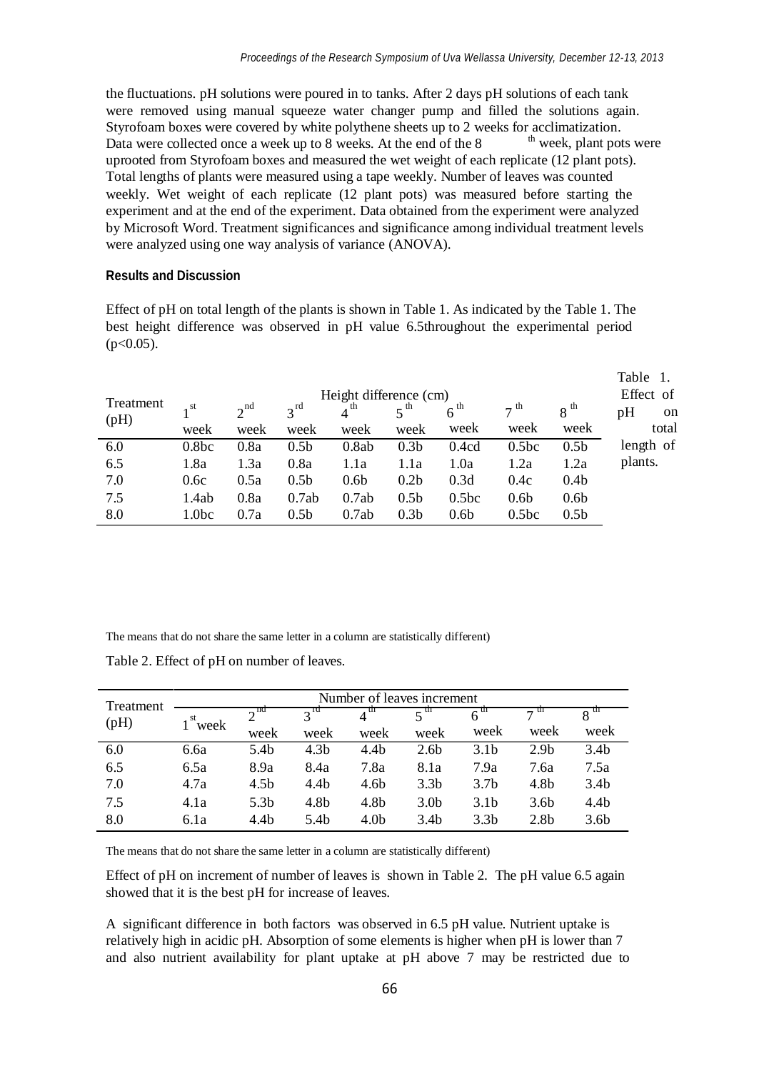the fluctuations. pH solutions were poured in to tanks. After 2 days pH solutions of each tank were removed using manual squeeze water changer pump and filled the solutions again. Styrofoam boxes were covered by white polythene sheets up to 2 weeks for acclimatization. Data were collected once a week up to 8 weeks. At the end of the 8 th week, plant pots were uprooted from Styrofoam boxes and measured the wet weight of each replicate (12 plant pots). Total lengths of plants were measured using a tape weekly. Number of leaves was counted weekly. Wet weight of each replicate (12 plant pots) was measured before starting the experiment and at the end of the experiment. Data obtained from the experiment were analyzed by Microsoft Word. Treatment significances and significance among individual treatment levels were analyzed using one way analysis of variance (ANOVA).

### Results and Discussion

Effect of pH on total length of the plants is shown in Table 1. As indicated by the Table 1. The best height difference was observed in pH value 6.5throughout the experimental period ($p<0.05$).

Table 1. Effect of pH on total length of plants.

| Treatment (pH) | Height difference (cm) | | | | | | | |
|---|---|---|---|---|---|---|---|---|
| | 1st week | 2nd week | 3rd week | 4th week | 5th week | 6th week | 7th week | 8th week |
| 6.0 | 0.8bc | 0.8a | 0.5b | 0.8ab | 0.3b | 0.4cd | 0.5bc | 0.5b |
| 6.5 | 1.8a | 1.3a | 0.8a | 1.1a | 1.1a | 1.0a | 1.2a | 1.2a |
| 7.0 | 0.6c | 0.5a | 0.5b | 0.6b | 0.2b | 0.3d | 0.4c | 0.4b |
| 7.5 | 1.4ab | 0.8a | 0.7ab | 0.7ab | 0.5b | 0.5bc | 0.6b | 0.6b |
| 8.0 | 1.0bc | 0.7a | 0.5b | 0.7ab | 0.3b | 0.6b | 0.5bc | 0.5b |

The means that do not share the same letter in a column are statistically different)

Table 2. Effect of pH on number of leaves.

| Treatment (pH) | Number of leaves increment | | | | | | | |
|---|---|---|---|---|---|---|---|---|
| | 1st week | 2nd week | 3rd week | 4th week | 5th week | 6th week | 7th week | 8th week |
| 6.0 | 6.6a | 5.4b | 4.3b | 4.4b | 2.6b | 3.1b | 2.9b | 3.4b |
| 6.5 | 6.5a | 8.9a | 8.4a | 7.8a | 8.1a | 7.9a | 7.6a | 7.5a |
| 7.0 | 4.7a | 4.5b | 4.4b | 4.6b | 3.3b | 3.7b | 4.8b | 3.4b |
| 7.5 | 4.1a | 5.3b | 4.8b | 4.8b | 3.0b | 3.1b | 3.6b | 4.4b |
| 8.0 | 6.1a | 4.4b | 5.4b | 4.0b | 3.4b | 3.3b | 2.8b | 3.6b |

The means that do not share the same letter in a column are statistically different)

Effect of pH on increment of number of leaves is shown in Table 2. The pH value 6.5 again showed that it is the best pH for increase of leaves.

A significant difference in both factors was observed in 6.5 pH value. Nutrient uptake is relatively high in acidic pH. Absorption of some elements is higher when pH is lower than 7 and also nutrient availability for plant uptake at pH above 7 may be restricted due to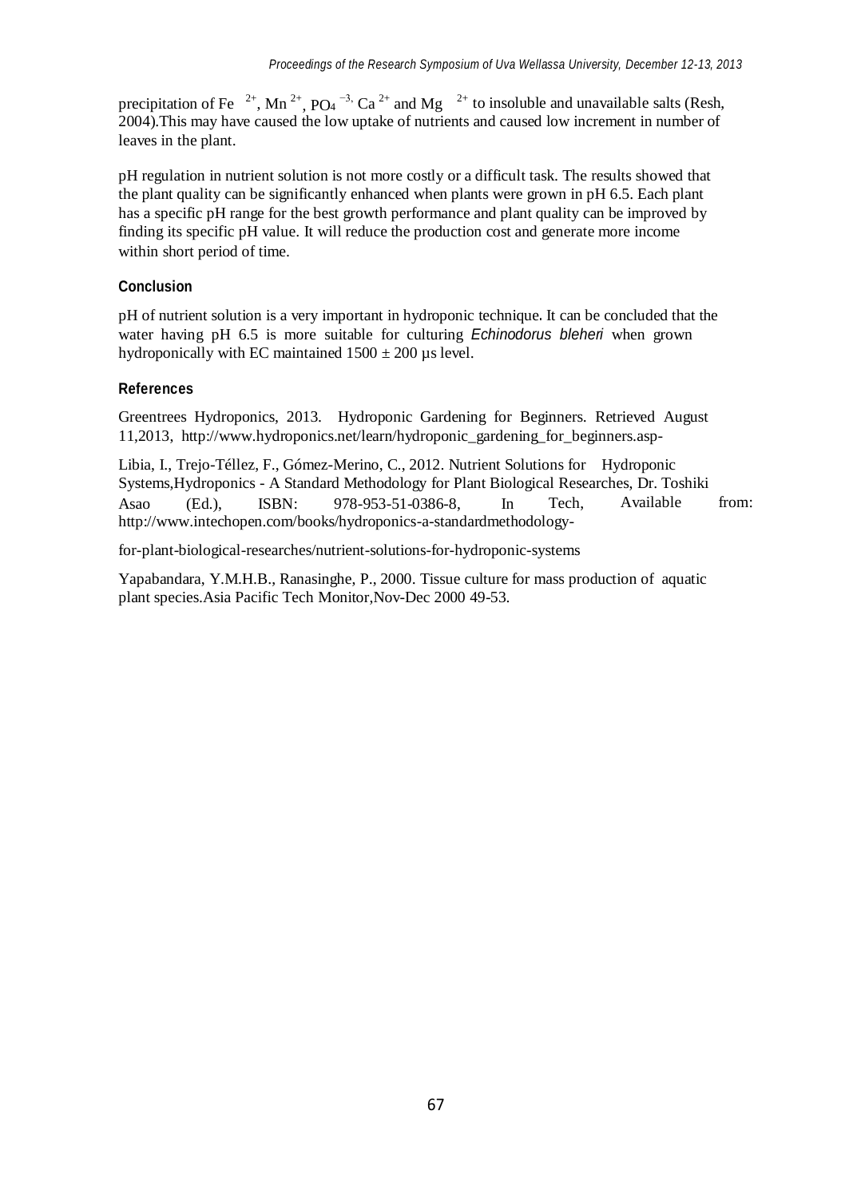precipitation of $Fe^{2+}$, $Mn^{2+}$, $PO_4^{-3}$, $Ca^{2+}$ and $Mg^{2+}$ to insoluble and unavailable salts (Resh, 2004).This may have caused the low uptake of nutrients and caused low increment in number of leaves in the plant.

pH regulation in nutrient solution is not more costly or a difficult task. The results showed that the plant quality can be significantly enhanced when plants were grown in pH 6.5. Each plant has a specific pH range for the best growth performance and plant quality can be improved by finding its specific pH value. It will reduce the production cost and generate more income within short period of time.

## Conclusion

pH of nutrient solution is a very important in hydroponic technique. It can be concluded that the water having pH 6.5 is more suitable for culturing *Echinodorus bleheri* when grown hydroponically with EC maintained $1500 \pm 200$ µs level.

## References

Greentrees Hydroponics, 2013. Hydroponic Gardening for Beginners. Retrieved August 11,2013, http://www.hydroponics.net/learn/hydroponic_gardening_for_beginners.asp-

Libia, I., Trejo-Téllez, F., Gómez-Merino, C., 2012. Nutrient Solutions for Hydroponic Systems,Hydroponics - A Standard Methodology for Plant Biological Researches, Dr. Toshiki Asao (Ed.), ISBN: 978-953-51-0386-8, In Tech, Available from: http://www.intechopen.com/books/hydroponics-a-standardmethodology-for-plant-biological-researches/nutrient-solutions-for-hydroponic-systems

Yapabandara, Y.M.H.B., Ranasinghe, P., 2000. Tissue culture for mass production of aquatic plant species.Asia Pacific Tech Monitor,Nov-Dec 2000 49-53.